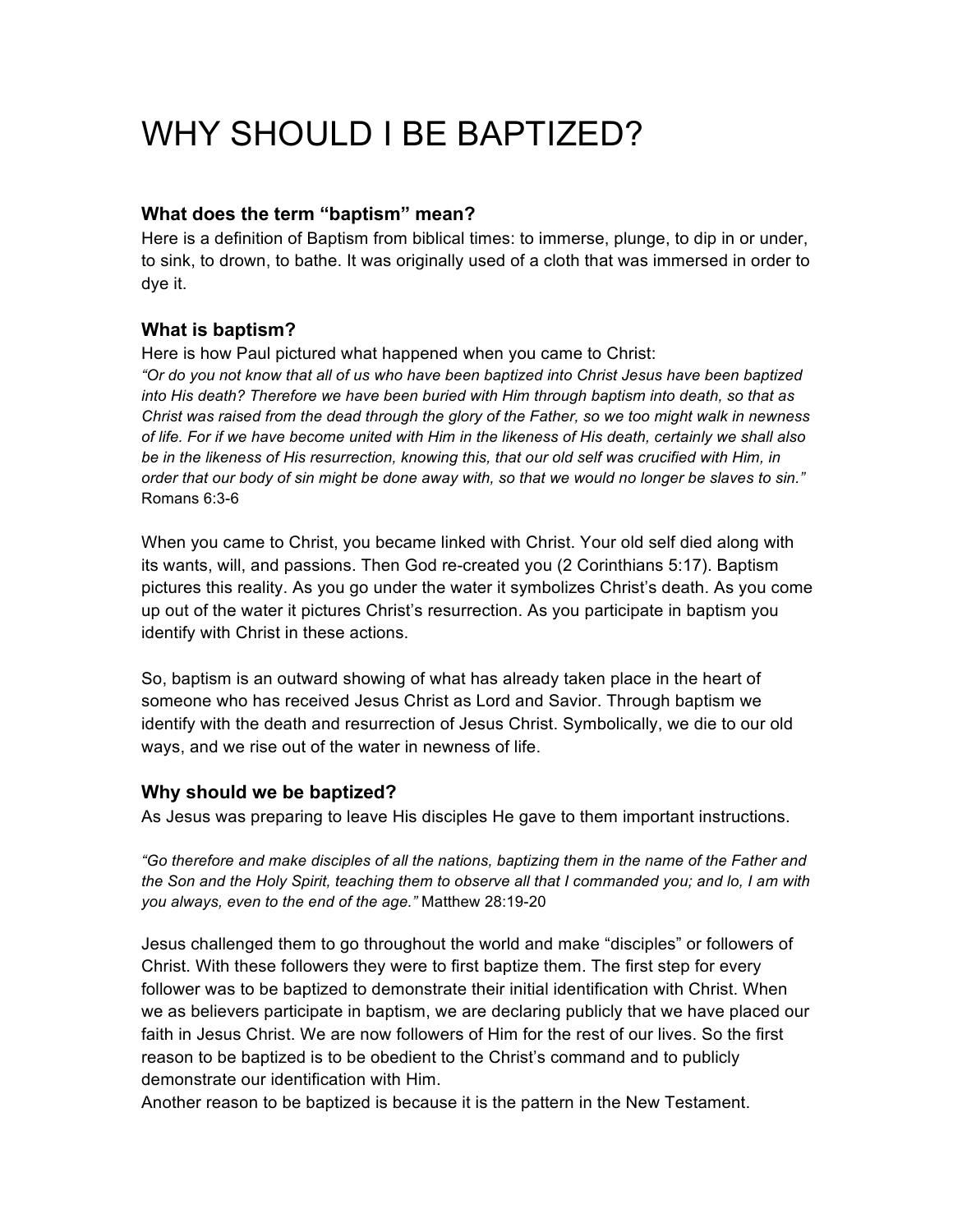# WHY SHOULD I BE BAPTIZED?

### What does the term "baptism" mean?

Here is a definition of Baptism from biblical times: to immerse, plunge, to dip in or under, to sink, to drown, to bathe. It was originally used of a cloth that was immersed in order to dye it.

### What is baptism?

Here is how Paul pictured what happened when you came to Christ:
*"Or do you not know that all of us who have been baptized into Christ Jesus have been baptized into His death? Therefore we have been buried with Him through baptism into death, so that as Christ was raised from the dead through the glory of the Father, so we too might walk in newness of life. For if we have become united with Him in the likeness of His death, certainly we shall also be in the likeness of His resurrection, knowing this, that our old self was crucified with Him, in order that our body of sin might be done away with, so that we would no longer be slaves to sin."* Romans 6:3-6

When you came to Christ, you became linked with Christ. Your old self died along with its wants, will, and passions. Then God re-created you (2 Corinthians 5:17). Baptism pictures this reality. As you go under the water it symbolizes Christ's death. As you come up out of the water it pictures Christ's resurrection. As you participate in baptism you identify with Christ in these actions.

So, baptism is an outward showing of what has already taken place in the heart of someone who has received Jesus Christ as Lord and Savior. Through baptism we identify with the death and resurrection of Jesus Christ. Symbolically, we die to our old ways, and we rise out of the water in newness of life.

### Why should we be baptized?

As Jesus was preparing to leave His disciples He gave to them important instructions.

*"Go therefore and make disciples of all the nations, baptizing them in the name of the Father and the Son and the Holy Spirit, teaching them to observe all that I commanded you; and lo, I am with you always, even to the end of the age."* Matthew 28:19-20

Jesus challenged them to go throughout the world and make "disciples" or followers of Christ. With these followers they were to first baptize them. The first step for every follower was to be baptized to demonstrate their initial identification with Christ. When we as believers participate in baptism, we are declaring publicly that we have placed our faith in Jesus Christ. We are now followers of Him for the rest of our lives. So the first reason to be baptized is to be obedient to the Christ's command and to publicly demonstrate our identification with Him.
Another reason to be baptized is because it is the pattern in the New Testament.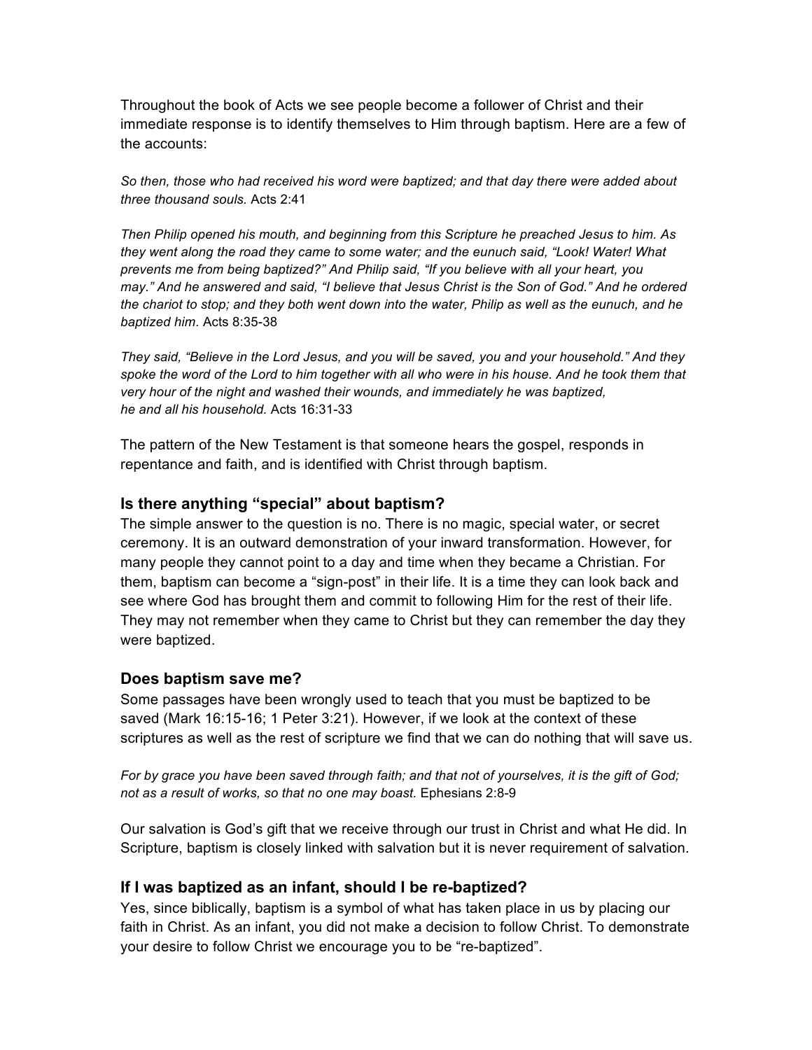Throughout the book of Acts we see people become a follower of Christ and their immediate response is to identify themselves to Him through baptism. Here are a few of the accounts:

*So then, those who had received his word were baptized; and that day there were added about three thousand souls.* Acts 2:41

*Then Philip opened his mouth, and beginning from this Scripture he preached Jesus to him. As they went along the road they came to some water; and the eunuch said, "Look! Water! What prevents me from being baptized?" And Philip said, "If you believe with all your heart, you may." And he answered and said, "I believe that Jesus Christ is the Son of God." And he ordered the chariot to stop; and they both went down into the water, Philip as well as the eunuch, and he baptized him.* Acts 8:35-38

*They said, "Believe in the Lord Jesus, and you will be saved, you and your household." And they spoke the word of the Lord to him together with all who were in his house. And he took them that very hour of the night and washed their wounds, and immediately he was baptized, he and all his household.* Acts 16:31-33

The pattern of the New Testament is that someone hears the gospel, responds in repentance and faith, and is identified with Christ through baptism.

### Is there anything "special" about baptism?

The simple answer to the question is no. There is no magic, special water, or secret ceremony. It is an outward demonstration of your inward transformation. However, for many people they cannot point to a day and time when they became a Christian. For them, baptism can become a "sign-post" in their life. It is a time they can look back and see where God has brought them and commit to following Him for the rest of their life. They may not remember when they came to Christ but they can remember the day they were baptized.

### Does baptism save me?

Some passages have been wrongly used to teach that you must be baptized to be saved (Mark 16:15-16; 1 Peter 3:21). However, if we look at the context of these scriptures as well as the rest of scripture we find that we can do nothing that will save us.

*For by grace you have been saved through faith; and that not of yourselves, it is the gift of God; not as a result of works, so that no one may boast.* Ephesians 2:8-9

Our salvation is God's gift that we receive through our trust in Christ and what He did. In Scripture, baptism is closely linked with salvation but it is never requirement of salvation.

### If I was baptized as an infant, should I be re-baptized?

Yes, since biblically, baptism is a symbol of what has taken place in us by placing our faith in Christ. As an infant, you did not make a decision to follow Christ. To demonstrate your desire to follow Christ we encourage you to be "re-baptized".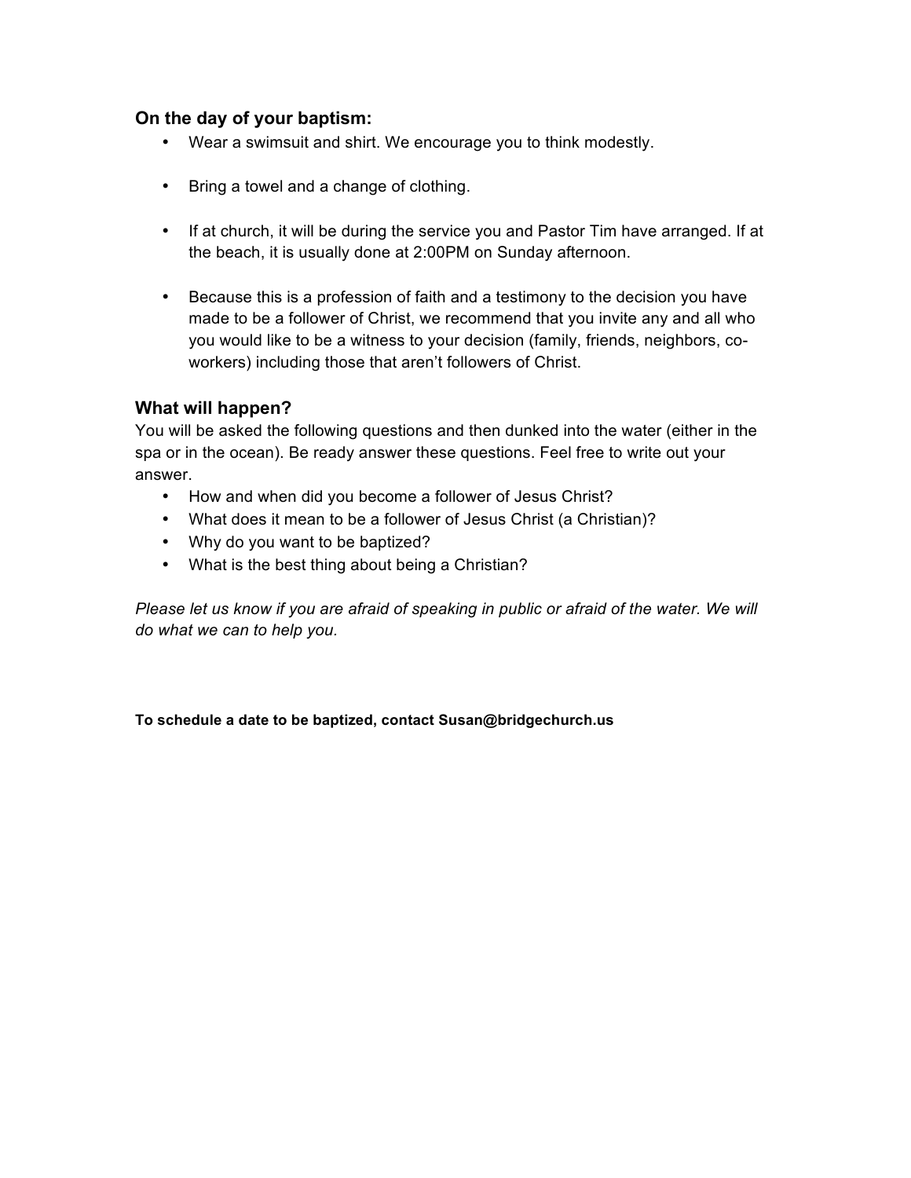### On the day of your baptism:

- Wear a swimsuit and shirt. We encourage you to think modestly.
- Bring a towel and a change of clothing.
- If at church, it will be during the service you and Pastor Tim have arranged. If at the beach, it is usually done at 2:00PM on Sunday afternoon.
- Because this is a profession of faith and a testimony to the decision you have made to be a follower of Christ, we recommend that you invite any and all who you would like to be a witness to your decision (family, friends, neighbors, co-workers) including those that aren't followers of Christ.

### What will happen?

You will be asked the following questions and then dunked into the water (either in the spa or in the ocean). Be ready answer these questions. Feel free to write out your answer.

- How and when did you become a follower of Jesus Christ?
- What does it mean to be a follower of Jesus Christ (a Christian)?
- Why do you want to be baptized?
- What is the best thing about being a Christian?

*Please let us know if you are afraid of speaking in public or afraid of the water. We will do what we can to help you.*

**To schedule a date to be baptized, contact Susan@bridgechurch.us**